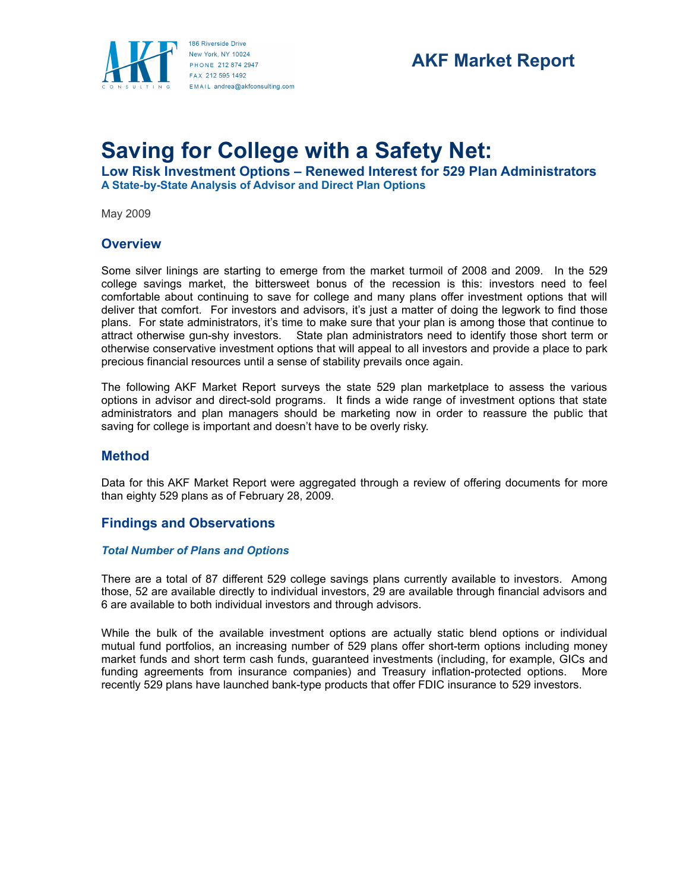186 Riverside Drive
New York, NY 10024
PHONE 212 874 2947
FAX 212 595 1492
EMAIL andrea@akfconsulting.com

**AKF Market Report**

# Saving for College with a Safety Net:

## Low Risk Investment Options – Renewed Interest for 529 Plan Administrators

### A State-by-State Analysis of Advisor and Direct Plan Options

May 2009

## Overview

Some silver linings are starting to emerge from the market turmoil of 2008 and 2009. In the 529 college savings market, the bittersweet bonus of the recession is this: investors need to feel comfortable about continuing to save for college and many plans offer investment options that will deliver that comfort. For investors and advisors, it's just a matter of doing the legwork to find those plans. For state administrators, it's time to make sure that your plan is among those that continue to attract otherwise gun-shy investors. State plan administrators need to identify those short term or otherwise conservative investment options that will appeal to all investors and provide a place to park precious financial resources until a sense of stability prevails once again.

The following AKF Market Report surveys the state 529 plan marketplace to assess the various options in advisor and direct-sold programs. It finds a wide range of investment options that state administrators and plan managers should be marketing now in order to reassure the public that saving for college is important and doesn't have to be overly risky.

## Method

Data for this AKF Market Report were aggregated through a review of offering documents for more than eighty 529 plans as of February 28, 2009.

## Findings and Observations

### *Total Number of Plans and Options*

There are a total of 87 different 529 college savings plans currently available to investors. Among those, 52 are available directly to individual investors, 29 are available through financial advisors and 6 are available to both individual investors and through advisors.

While the bulk of the available investment options are actually static blend options or individual mutual fund portfolios, an increasing number of 529 plans offer short-term options including money market funds and short term cash funds, guaranteed investments (including, for example, GICs and funding agreements from insurance companies) and Treasury inflation-protected options. More recently 529 plans have launched bank-type products that offer FDIC insurance to 529 investors.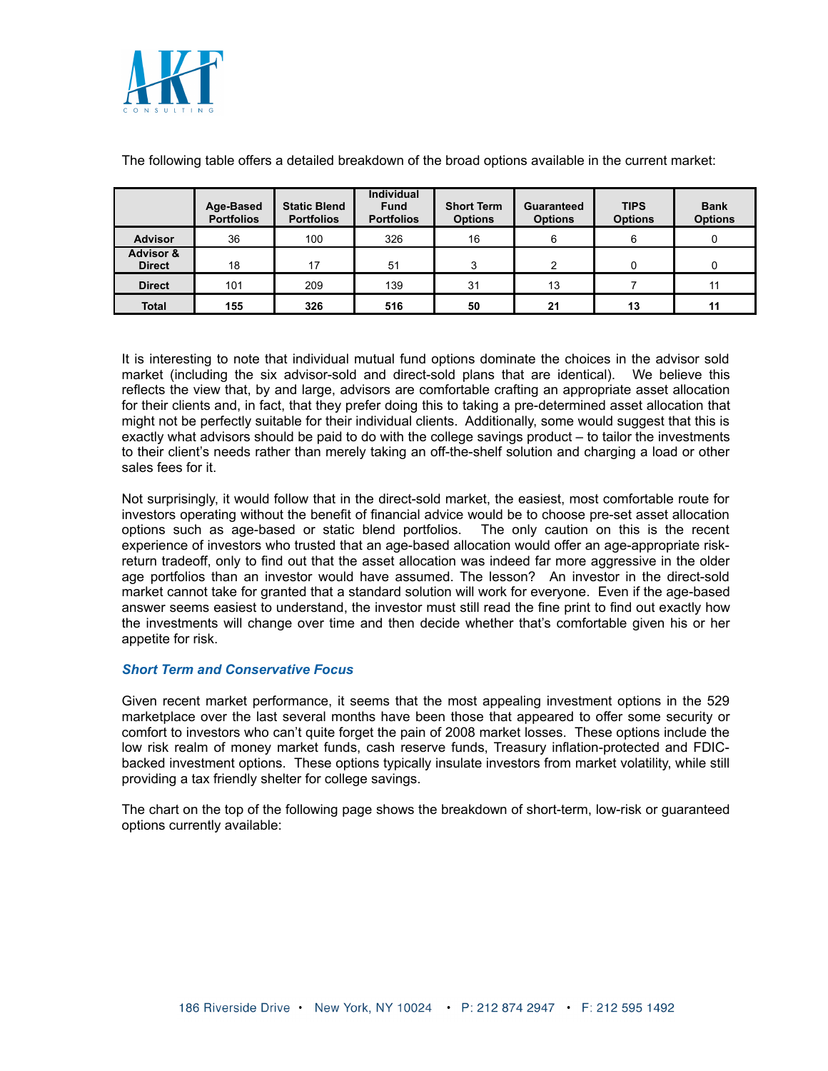The following table offers a detailed breakdown of the broad options available in the current market:

| | Age-Based Portfolios | Static Blend Portfolios | Individual Fund Portfolios | Short Term Options | Guaranteed Options | TIPS Options | Bank Options |
|---|---|---|---|---|---|---|---|
| **Advisor** | 36 | 100 | 326 | 16 | 6 | 6 | 0 |
| **Advisor & Direct** | 18 | 17 | 51 | 3 | 2 | 0 | 0 |
| **Direct** | 101 | 209 | 139 | 31 | 13 | 7 | 11 |
| **Total** | **155** | **326** | **516** | **50** | **21** | **13** | **11** |

It is interesting to note that individual mutual fund options dominate the choices in the advisor sold market (including the six advisor-sold and direct-sold plans that are identical). We believe this reflects the view that, by and large, advisors are comfortable crafting an appropriate asset allocation for their clients and, in fact, that they prefer doing this to taking a pre-determined asset allocation that might not be perfectly suitable for their individual clients. Additionally, some would suggest that this is exactly what advisors should be paid to do with the college savings product – to tailor the investments to their client's needs rather than merely taking an off-the-shelf solution and charging a load or other sales fees for it.

Not surprisingly, it would follow that in the direct-sold market, the easiest, most comfortable route for investors operating without the benefit of financial advice would be to choose pre-set asset allocation options such as age-based or static blend portfolios. The only caution on this is the recent experience of investors who trusted that an age-based allocation would offer an age-appropriate risk-return tradeoff, only to find out that the asset allocation was indeed far more aggressive in the older age portfolios than an investor would have assumed. The lesson? An investor in the direct-sold market cannot take for granted that a standard solution will work for everyone. Even if the age-based answer seems easiest to understand, the investor must still read the fine print to find out exactly how the investments will change over time and then decide whether that's comfortable given his or her appetite for risk.

### *Short Term and Conservative Focus*

Given recent market performance, it seems that the most appealing investment options in the 529 marketplace over the last several months have been those that appeared to offer some security or comfort to investors who can't quite forget the pain of 2008 market losses. These options include the low risk realm of money market funds, cash reserve funds, Treasury inflation-protected and FDIC-backed investment options. These options typically insulate investors from market volatility, while still providing a tax friendly shelter for college savings.

The chart on the top of the following page shows the breakdown of short-term, low-risk or guaranteed options currently available: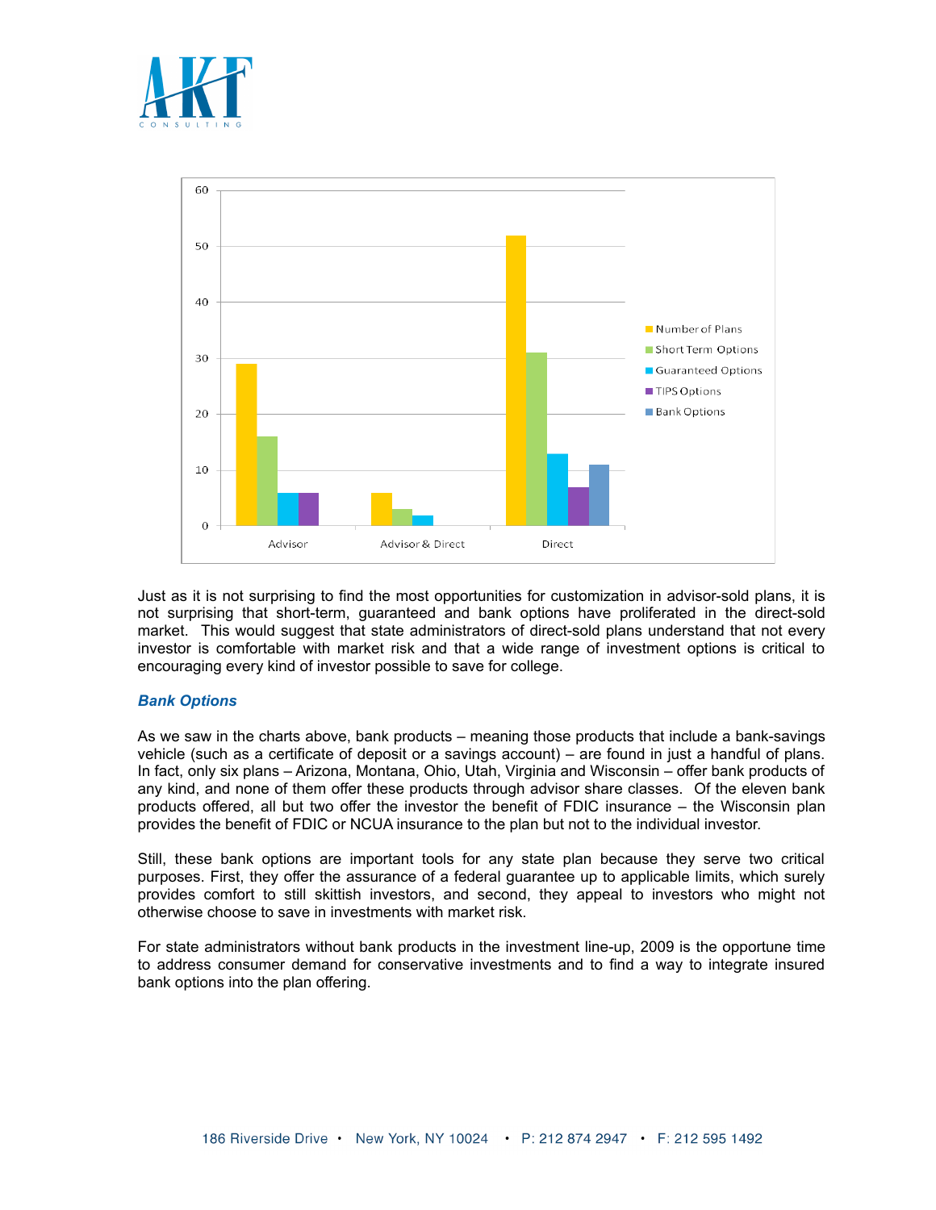Just as it is not surprising to find the most opportunities for customization in advisor-sold plans, it is not surprising that short-term, guaranteed and bank options have proliferated in the direct-sold market. This would suggest that state administrators of direct-sold plans understand that not every investor is comfortable with market risk and that a wide range of investment options is critical to encouraging every kind of investor possible to save for college.

### ***Bank Options***

As we saw in the charts above, bank products – meaning those products that include a bank-savings vehicle (such as a certificate of deposit or a savings account) – are found in just a handful of plans. In fact, only six plans – Arizona, Montana, Ohio, Utah, Virginia and Wisconsin – offer bank products of any kind, and none of them offer these products through advisor share classes. Of the eleven bank products offered, all but two offer the investor the benefit of FDIC insurance – the Wisconsin plan provides the benefit of FDIC or NCUA insurance to the plan but not to the individual investor.

Still, these bank options are important tools for any state plan because they serve two critical purposes. First, they offer the assurance of a federal guarantee up to applicable limits, which surely provides comfort to still skittish investors, and second, they appeal to investors who might not otherwise choose to save in investments with market risk.

For state administrators without bank products in the investment line-up, 2009 is the opportune time to address consumer demand for conservative investments and to find a way to integrate insured bank options into the plan offering.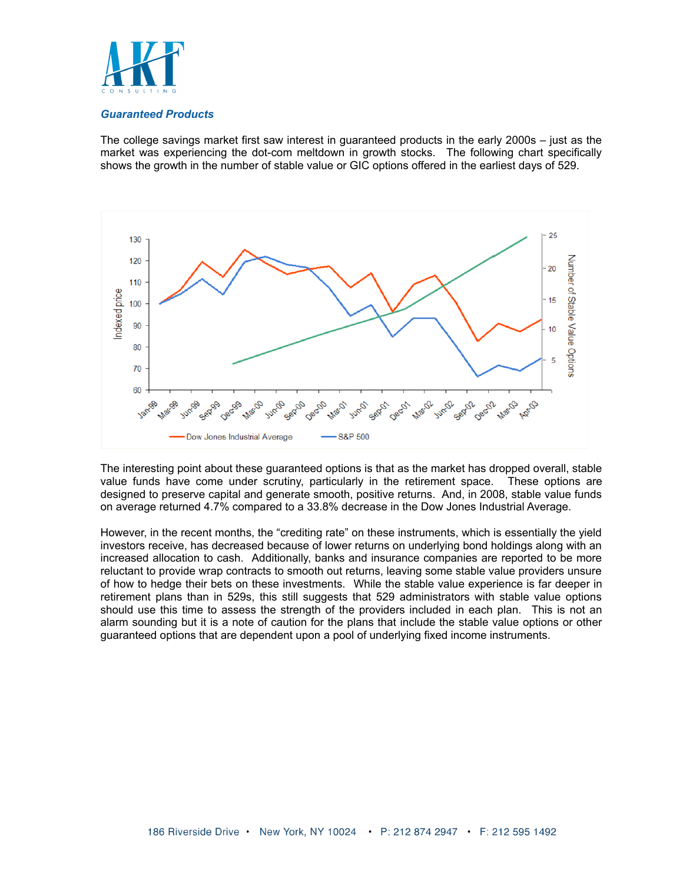## *Guaranteed Products*

The college savings market first saw interest in guaranteed products in the early 2000s – just as the market was experiencing the dot-com meltdown in growth stocks. The following chart specifically shows the growth in the number of stable value or GIC options offered in the earliest days of 529.

The interesting point about these guaranteed options is that as the market has dropped overall, stable value funds have come under scrutiny, particularly in the retirement space. These options are designed to preserve capital and generate smooth, positive returns. And, in 2008, stable value funds on average returned 4.7% compared to a 33.8% decrease in the Dow Jones Industrial Average.

However, in the recent months, the “crediting rate” on these instruments, which is essentially the yield investors receive, has decreased because of lower returns on underlying bond holdings along with an increased allocation to cash. Additionally, banks and insurance companies are reported to be more reluctant to provide wrap contracts to smooth out returns, leaving some stable value providers unsure of how to hedge their bets on these investments. While the stable value experience is far deeper in retirement plans than in 529s, this still suggests that 529 administrators with stable value options should use this time to assess the strength of the providers included in each plan. This is not an alarm sounding but it is a note of caution for the plans that include the stable value options or other guaranteed options that are dependent upon a pool of underlying fixed income instruments.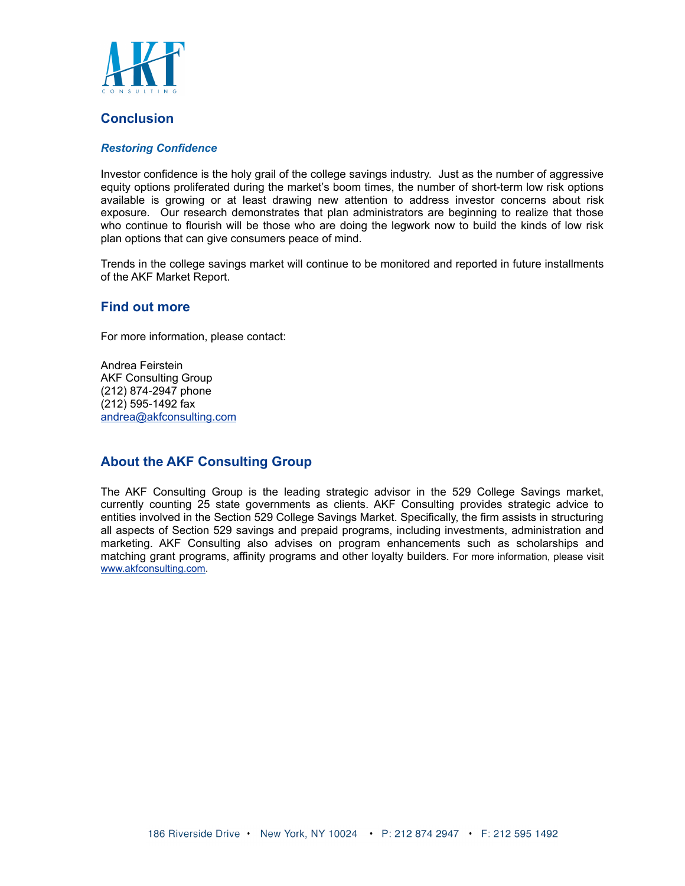## Conclusion

### *Restoring Confidence*

Investor confidence is the holy grail of the college savings industry. Just as the number of aggressive equity options proliferated during the market's boom times, the number of short-term low risk options available is growing or at least drawing new attention to address investor concerns about risk exposure. Our research demonstrates that plan administrators are beginning to realize that those who continue to flourish will be those who are doing the legwork now to build the kinds of low risk plan options that can give consumers peace of mind.

Trends in the college savings market will continue to be monitored and reported in future installments of the AKF Market Report.

## Find out more

For more information, please contact:

Andrea Feirstein
AKF Consulting Group
(212) 874-2947 phone
(212) 595-1492 fax
andrea@akfconsulting.com

## About the AKF Consulting Group

The AKF Consulting Group is the leading strategic advisor in the 529 College Savings market, currently counting 25 state governments as clients. AKF Consulting provides strategic advice to entities involved in the Section 529 College Savings Market. Specifically, the firm assists in structuring all aspects of Section 529 savings and prepaid programs, including investments, administration and marketing. AKF Consulting also advises on program enhancements such as scholarships and matching grant programs, affinity programs and other loyalty builders. For more information, please visit www.akfconsulting.com.